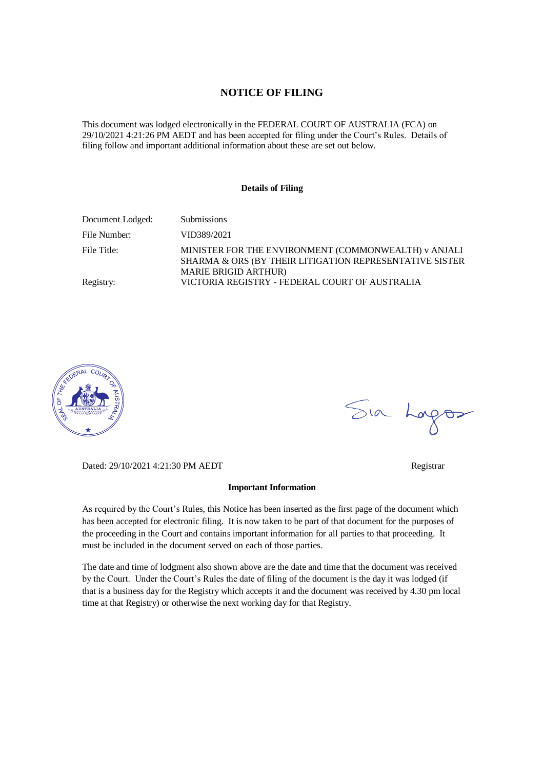# NOTICE OF FILING

This document was lodged electronically in the FEDERAL COURT OF AUSTRALIA (FCA) on 29/10/2021 4:21:26 PM AEDT and has been accepted for filing under the Court's Rules. Details of filing follow and important additional information about these are set out below.

### Details of Filing

| | |
|---|---|
| Document Lodged: | Submissions |
| File Number: | VID389/2021 |
| File Title: | MINISTER FOR THE ENVIRONMENT (COMMONWEALTH) v ANJALI SHARMA & ORS (BY THEIR LITIGATION REPRESENTATIVE SISTER MARIE BRIGID ARTHUR) |
| Registry: | VICTORIA REGISTRY - FEDERAL COURT OF AUSTRALIA |

Dated: 29/10/2021 4:21:30 PM AEDT

Registrar

### Important Information

As required by the Court's Rules, this Notice has been inserted as the first page of the document which has been accepted for electronic filing. It is now taken to be part of that document for the purposes of the proceeding in the Court and contains important information for all parties to that proceeding. It must be included in the document served on each of those parties.

The date and time of lodgment also shown above are the date and time that the document was received by the Court. Under the Court's Rules the date of filing of the document is the day it was lodged (if that is a business day for the Registry which accepts it and the document was received by 4.30 pm local time at that Registry) or otherwise the next working day for that Registry.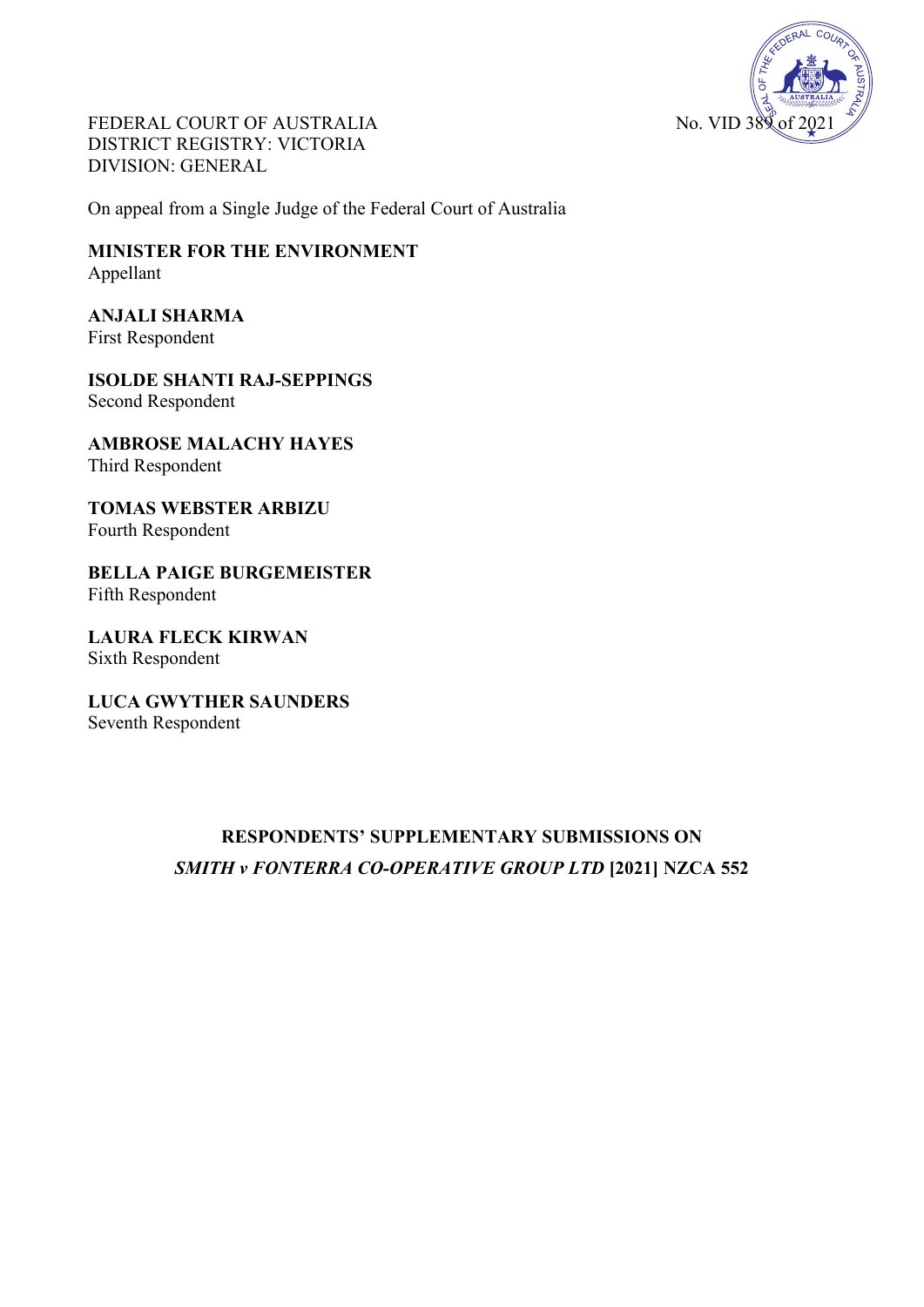FEDERAL COURT OF AUSTRALIA
DISTRICT REGISTRY: VICTORIA
DIVISION: GENERAL

No. VID 389 of 2021

On appeal from a Single Judge of the Federal Court of Australia

**MINISTER FOR THE ENVIRONMENT**
Appellant

**ANJALI SHARMA**
First Respondent

**ISOLDE SHANTI RAJ-SEPPINGS**
Second Respondent

**AMBROSE MALACHY HAYES**
Third Respondent

**TOMAS WEBSTER ARBIZU**
Fourth Respondent

**BELLA PAIGE BURGEMEISTER**
Fifth Respondent

**LAURA FLECK KIRWAN**
Sixth Respondent

**LUCA GWYTHER SAUNDERS**
Seventh Respondent

**RESPONDENTS' SUPPLEMENTARY SUBMISSIONS ON *SMITH v FONTERRA CO-OPERATIVE GROUP LTD* [2021] NZCA 552**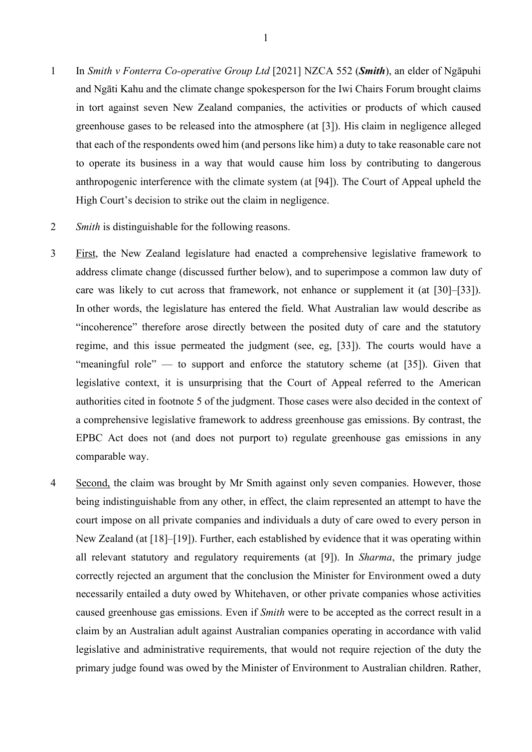1 In *Smith v Fonterra Co-operative Group Ltd* [2021] NZCA 552 (***Smith***), an elder of Ngāpuhi and Ngāti Kahu and the climate change spokesperson for the Iwi Chairs Forum brought claims in tort against seven New Zealand companies, the activities or products of which caused greenhouse gases to be released into the atmosphere (at [3]). His claim in negligence alleged that each of the respondents owed him (and persons like him) a duty to take reasonable care not to operate its business in a way that would cause him loss by contributing to dangerous anthropogenic interference with the climate system (at [94]). The Court of Appeal upheld the High Court's decision to strike out the claim in negligence.

2 *Smith* is distinguishable for the following reasons.

3 <u>First</u>, the New Zealand legislature had enacted a comprehensive legislative framework to address climate change (discussed further below), and to superimpose a common law duty of care was likely to cut across that framework, not enhance or supplement it (at [30]–[33]). In other words, the legislature has entered the field. What Australian law would describe as "incoherence" therefore arose directly between the posited duty of care and the statutory regime, and this issue permeated the judgment (see, eg, [33]). The courts would have a "meaningful role" — to support and enforce the statutory scheme (at [35]). Given that legislative context, it is unsurprising that the Court of Appeal referred to the American authorities cited in footnote 5 of the judgment. Those cases were also decided in the context of a comprehensive legislative framework to address greenhouse gas emissions. By contrast, the EPBC Act does not (and does not purport to) regulate greenhouse gas emissions in any comparable way.

4 <u>Second,</u> the claim was brought by Mr Smith against only seven companies. However, those being indistinguishable from any other, in effect, the claim represented an attempt to have the court impose on all private companies and individuals a duty of care owed to every person in New Zealand (at [18]–[19]). Further, each established by evidence that it was operating within all relevant statutory and regulatory requirements (at [9]). In *Sharma*, the primary judge correctly rejected an argument that the conclusion the Minister for Environment owed a duty necessarily entailed a duty owed by Whitehaven, or other private companies whose activities caused greenhouse gas emissions. Even if *Smith* were to be accepted as the correct result in a claim by an Australian adult against Australian companies operating in accordance with valid legislative and administrative requirements, that would not require rejection of the duty the primary judge found was owed by the Minister of Environment to Australian children. Rather,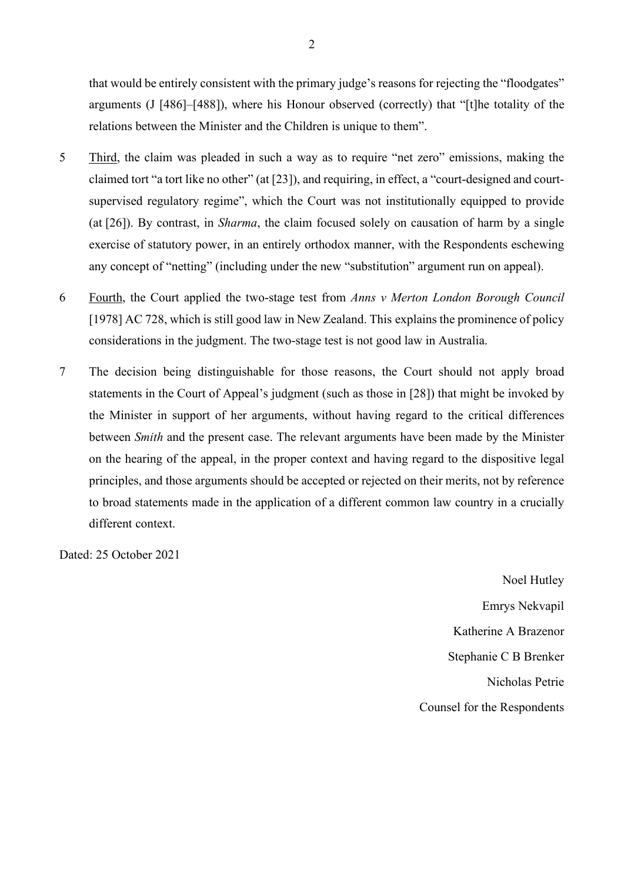that would be entirely consistent with the primary judge's reasons for rejecting the "floodgates" arguments (J [486]–[488]), where his Honour observed (correctly) that "[t]he totality of the relations between the Minister and the Children is unique to them".

5 <u>Third</u>, the claim was pleaded in such a way as to require "net zero" emissions, making the claimed tort "a tort like no other" (at [23]), and requiring, in effect, a "court-designed and court-supervised regulatory regime", which the Court was not institutionally equipped to provide (at [26]). By contrast, in *Sharma*, the claim focused solely on causation of harm by a single exercise of statutory power, in an entirely orthodox manner, with the Respondents eschewing any concept of "netting" (including under the new "substitution" argument run on appeal).

6 <u>Fourth</u>, the Court applied the two-stage test from *Anns v Merton London Borough Council* [1978] AC 728, which is still good law in New Zealand. This explains the prominence of policy considerations in the judgment. The two-stage test is not good law in Australia.

7 The decision being distinguishable for those reasons, the Court should not apply broad statements in the Court of Appeal's judgment (such as those in [28]) that might be invoked by the Minister in support of her arguments, without having regard to the critical differences between *Smith* and the present case. The relevant arguments have been made by the Minister on the hearing of the appeal, in the proper context and having regard to the dispositive legal principles, and those arguments should be accepted or rejected on their merits, not by reference to broad statements made in the application of a different common law country in a crucially different context.

Dated: 25 October 2021

Noel Hutley
Emrys Nekvapil
Katherine A Brazenor
Stephanie C B Brenker
Nicholas Petrie
Counsel for the Respondents